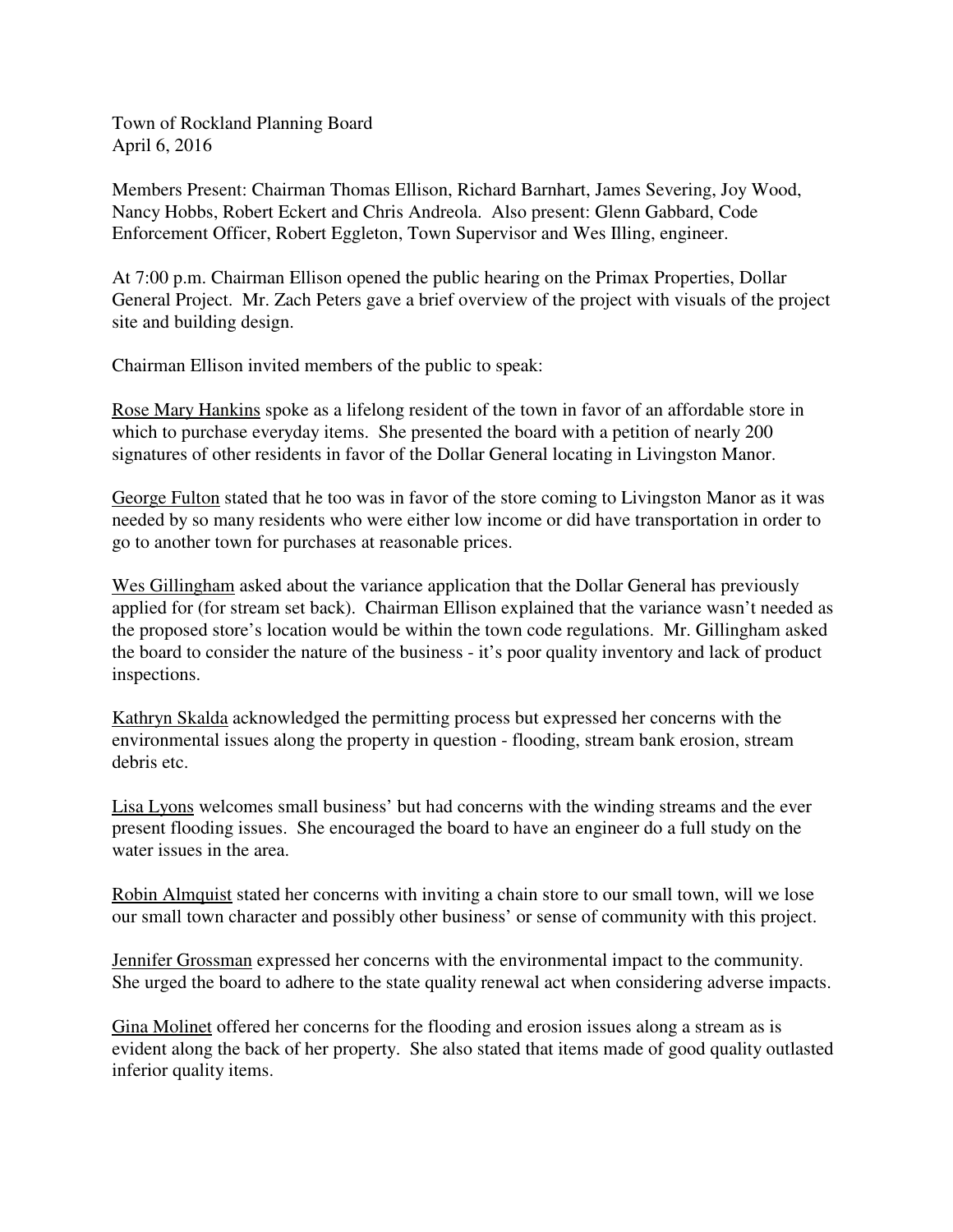Town of Rockland Planning Board
April 6, 2016

Members Present: Chairman Thomas Ellison, Richard Barnhart, James Severing, Joy Wood, Nancy Hobbs, Robert Eckert and Chris Andreola. Also present: Glenn Gabbard, Code Enforcement Officer, Robert Eggleton, Town Supervisor and Wes Illing, engineer.

At 7:00 p.m. Chairman Ellison opened the public hearing on the Primax Properties, Dollar General Project. Mr. Zach Peters gave a brief overview of the project with visuals of the project site and building design.

Chairman Ellison invited members of the public to speak:

<u>Rose Mary Hankins</u> spoke as a lifelong resident of the town in favor of an affordable store in which to purchase everyday items. She presented the board with a petition of nearly 200 signatures of other residents in favor of the Dollar General locating in Livingston Manor.

<u>George Fulton</u> stated that he too was in favor of the store coming to Livingston Manor as it was needed by so many residents who were either low income or did have transportation in order to go to another town for purchases at reasonable prices.

<u>Wes Gillingham</u> asked about the variance application that the Dollar General has previously applied for (for stream set back). Chairman Ellison explained that the variance wasn't needed as the proposed store's location would be within the town code regulations. Mr. Gillingham asked the board to consider the nature of the business - it's poor quality inventory and lack of product inspections.

<u>Kathryn Skalda</u> acknowledged the permitting process but expressed her concerns with the environmental issues along the property in question - flooding, stream bank erosion, stream debris etc.

<u>Lisa Lyons</u> welcomes small business' but had concerns with the winding streams and the ever present flooding issues. She encouraged the board to have an engineer do a full study on the water issues in the area.

<u>Robin Almquist</u> stated her concerns with inviting a chain store to our small town, will we lose our small town character and possibly other business' or sense of community with this project.

<u>Jennifer Grossman</u> expressed her concerns with the environmental impact to the community. She urged the board to adhere to the state quality renewal act when considering adverse impacts.

<u>Gina Molinet</u> offered her concerns for the flooding and erosion issues along a stream as is evident along the back of her property. She also stated that items made of good quality outlasted inferior quality items.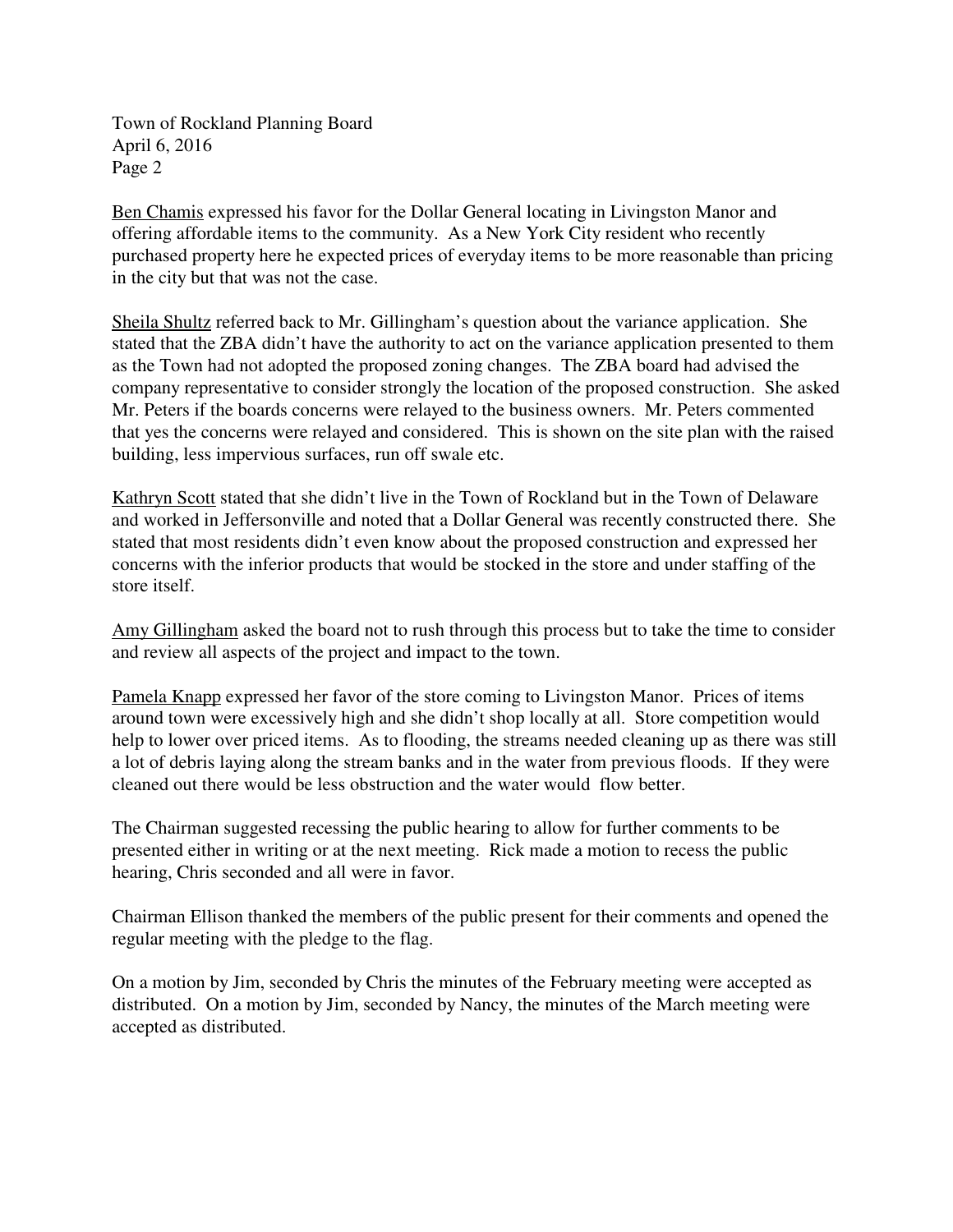Ben Chamis expressed his favor for the Dollar General locating in Livingston Manor and offering affordable items to the community. As a New York City resident who recently purchased property here he expected prices of everyday items to be more reasonable than pricing in the city but that was not the case.

Sheila Shultz referred back to Mr. Gillingham's question about the variance application. She stated that the ZBA didn't have the authority to act on the variance application presented to them as the Town had not adopted the proposed zoning changes. The ZBA board had advised the company representative to consider strongly the location of the proposed construction. She asked Mr. Peters if the boards concerns were relayed to the business owners. Mr. Peters commented that yes the concerns were relayed and considered. This is shown on the site plan with the raised building, less impervious surfaces, run off swale etc.

Kathryn Scott stated that she didn't live in the Town of Rockland but in the Town of Delaware and worked in Jeffersonville and noted that a Dollar General was recently constructed there. She stated that most residents didn't even know about the proposed construction and expressed her concerns with the inferior products that would be stocked in the store and under staffing of the store itself.

Amy Gillingham asked the board not to rush through this process but to take the time to consider and review all aspects of the project and impact to the town.

Pamela Knapp expressed her favor of the store coming to Livingston Manor. Prices of items around town were excessively high and she didn't shop locally at all. Store competition would help to lower over priced items. As to flooding, the streams needed cleaning up as there was still a lot of debris laying along the stream banks and in the water from previous floods. If they were cleaned out there would be less obstruction and the water would flow better.

The Chairman suggested recessing the public hearing to allow for further comments to be presented either in writing or at the next meeting. Rick made a motion to recess the public hearing, Chris seconded and all were in favor.

Chairman Ellison thanked the members of the public present for their comments and opened the regular meeting with the pledge to the flag.

On a motion by Jim, seconded by Chris the minutes of the February meeting were accepted as distributed. On a motion by Jim, seconded by Nancy, the minutes of the March meeting were accepted as distributed.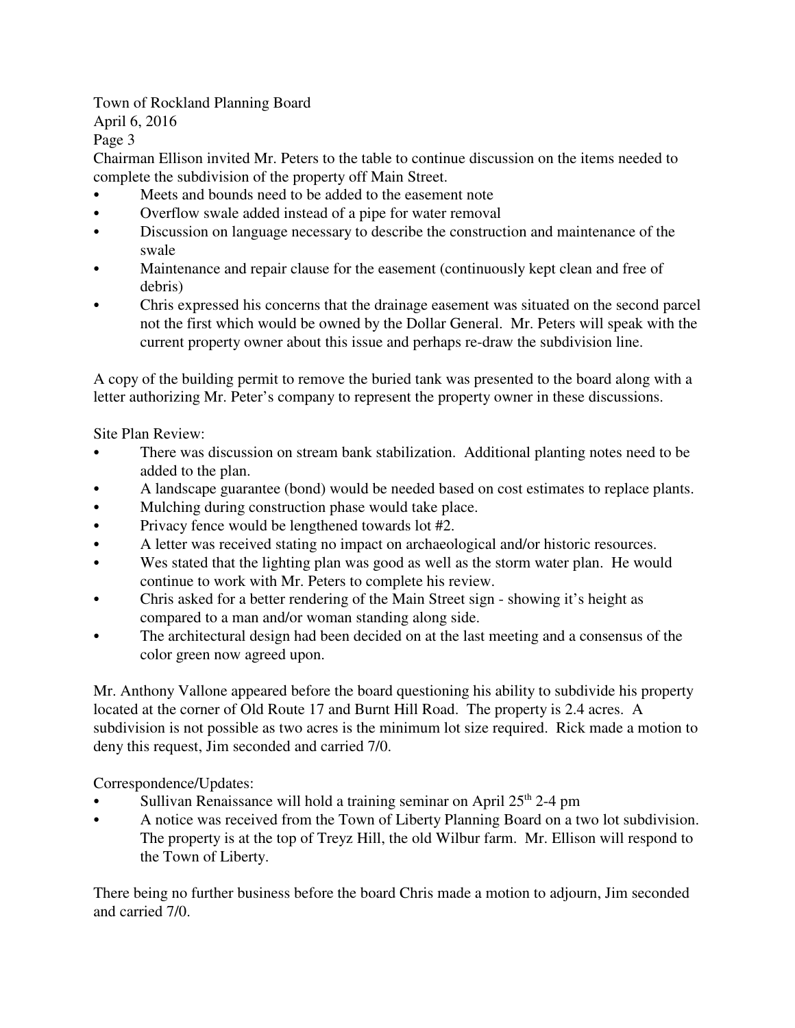Chairman Ellison invited Mr. Peters to the table to continue discussion on the items needed to complete the subdivision of the property off Main Street.

- Meets and bounds need to be added to the easement note
- Overflow swale added instead of a pipe for water removal
- Discussion on language necessary to describe the construction and maintenance of the swale
- Maintenance and repair clause for the easement (continuously kept clean and free of debris)
- Chris expressed his concerns that the drainage easement was situated on the second parcel not the first which would be owned by the Dollar General. Mr. Peters will speak with the current property owner about this issue and perhaps re-draw the subdivision line.

A copy of the building permit to remove the buried tank was presented to the board along with a letter authorizing Mr. Peter's company to represent the property owner in these discussions.

Site Plan Review:

- There was discussion on stream bank stabilization. Additional planting notes need to be added to the plan.
- A landscape guarantee (bond) would be needed based on cost estimates to replace plants.
- Mulching during construction phase would take place.
- Privacy fence would be lengthened towards lot #2.
- A letter was received stating no impact on archaeological and/or historic resources.
- Wes stated that the lighting plan was good as well as the storm water plan. He would continue to work with Mr. Peters to complete his review.
- Chris asked for a better rendering of the Main Street sign - showing it's height as compared to a man and/or woman standing along side.
- The architectural design had been decided on at the last meeting and a consensus of the color green now agreed upon.

Mr. Anthony Vallone appeared before the board questioning his ability to subdivide his property located at the corner of Old Route 17 and Burnt Hill Road. The property is 2.4 acres. A subdivision is not possible as two acres is the minimum lot size required. Rick made a motion to deny this request, Jim seconded and carried 7/0.

Correspondence/Updates:

- Sullivan Renaissance will hold a training seminar on April 25th 2-4 pm
- A notice was received from the Town of Liberty Planning Board on a two lot subdivision. The property is at the top of Treyz Hill, the old Wilbur farm. Mr. Ellison will respond to the Town of Liberty.

There being no further business before the board Chris made a motion to adjourn, Jim seconded and carried 7/0.